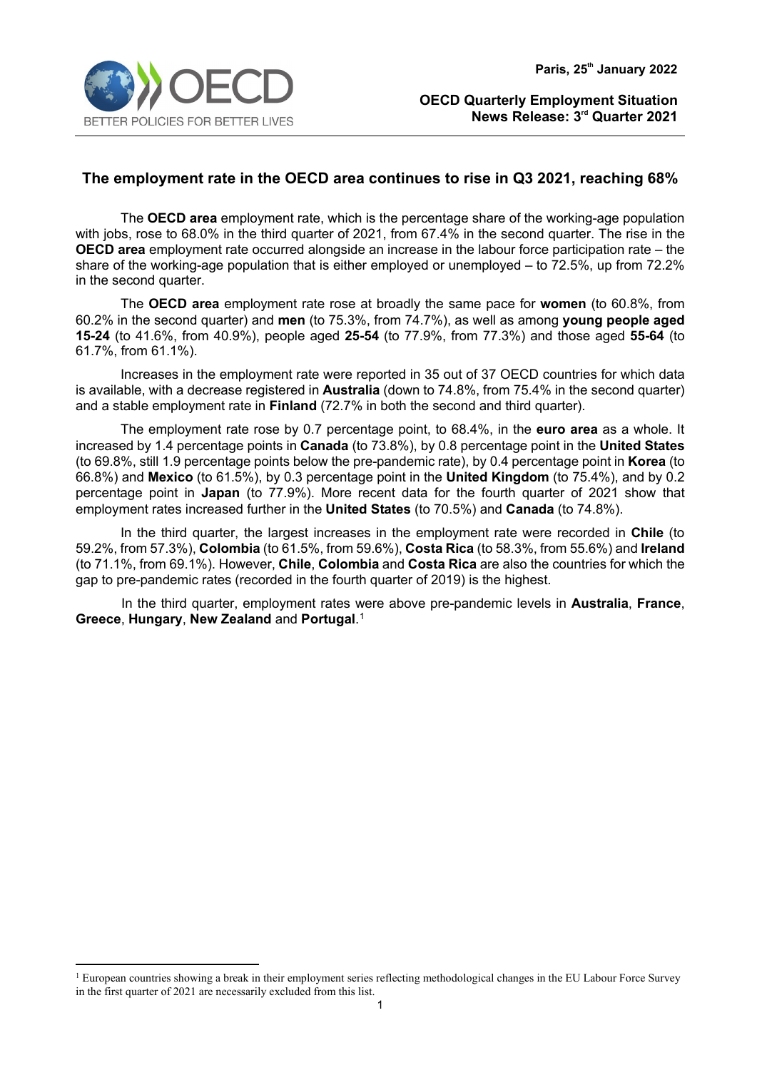Paris, 25th January 2022

**OECD Quarterly Employment Situation**
**News Release: 3rd Quarter 2021**

## The employment rate in the OECD area continues to rise in Q3 2021, reaching 68%

The **OECD area** employment rate, which is the percentage share of the working-age population with jobs, rose to 68.0% in the third quarter of 2021, from 67.4% in the second quarter. The rise in the **OECD area** employment rate occurred alongside an increase in the labour force participation rate – the share of the working-age population that is either employed or unemployed – to 72.5%, up from 72.2% in the second quarter.

The **OECD area** employment rate rose at broadly the same pace for **women** (to 60.8%, from 60.2% in the second quarter) and **men** (to 75.3%, from 74.7%), as well as among **young people aged 15-24** (to 41.6%, from 40.9%), people aged **25-54** (to 77.9%, from 77.3%) and those aged **55-64** (to 61.7%, from 61.1%).

Increases in the employment rate were reported in 35 out of 37 OECD countries for which data is available, with a decrease registered in **Australia** (down to 74.8%, from 75.4% in the second quarter) and a stable employment rate in **Finland** (72.7% in both the second and third quarter).

The employment rate rose by 0.7 percentage point, to 68.4%, in the **euro area** as a whole. It increased by 1.4 percentage points in **Canada** (to 73.8%), by 0.8 percentage point in the **United States** (to 69.8%, still 1.9 percentage points below the pre-pandemic rate), by 0.4 percentage point in **Korea** (to 66.8%) and **Mexico** (to 61.5%), by 0.3 percentage point in the **United Kingdom** (to 75.4%), and by 0.2 percentage point in **Japan** (to 77.9%). More recent data for the fourth quarter of 2021 show that employment rates increased further in the **United States** (to 70.5%) and **Canada** (to 74.8%).

In the third quarter, the largest increases in the employment rate were recorded in **Chile** (to 59.2%, from 57.3%), **Colombia** (to 61.5%, from 59.6%), **Costa Rica** (to 58.3%, from 55.6%) and **Ireland** (to 71.1%, from 69.1%). However, **Chile**, **Colombia** and **Costa Rica** are also the countries for which the gap to pre-pandemic rates (recorded in the fourth quarter of 2019) is the highest.

In the third quarter, employment rates were above pre-pandemic levels in **Australia**, **France**, **Greece**, **Hungary**, **New Zealand** and **Portugal**.[1]

[1] European countries showing a break in their employment series reflecting methodological changes in the EU Labour Force Survey in the first quarter of 2021 are necessarily excluded from this list.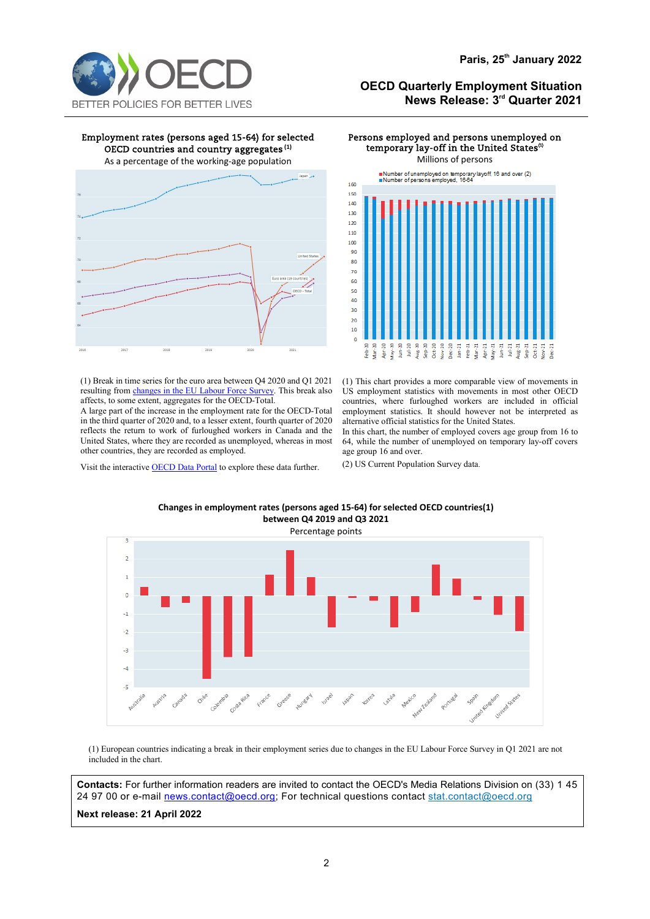**Employment rates (persons aged 15-64) for selected OECD countries and country aggregates (1)**
As a percentage of the working-age population

**Persons employed and persons unemployed on temporary lay-off in the United States(1)**
Millions of persons

(1) Break in time series for the euro area between Q4 2020 and Q1 2021 resulting from [changes in the EU Labour Force Survey](). This break also affects, to some extent, aggregates for the OECD-Total.
A large part of the increase in the employment rate for the OECD-Total in the third quarter of 2020 and, to a lesser extent, fourth quarter of 2020 reflects the return to work of furloughed workers in Canada and the United States, where they are recorded as unemployed, whereas in most other countries, they are recorded as employed.

Visit the interactive [OECD Data Portal]() to explore these data further.

(1) This chart provides a more comparable view of movements in US employment statistics with movements in most other OECD countries, where furloughed workers are included in official employment statistics. It should however not be interpreted as alternative official statistics for the United States.
In this chart, the number of employed covers age group from 16 to 64, while the number of unemployed on temporary lay-off covers age group 16 and over.

(2) US Current Population Survey data.

**Changes in employment rates (persons aged 15-64) for selected OECD countries(1) between Q4 2019 and Q3 2021**
Percentage points

(1) European countries indicating a break in their employment series due to changes in the EU Labour Force Survey in Q1 2021 are not included in the chart.

**Contacts:** For further information readers are invited to contact the OECD's Media Relations Division on (33) 1 45 24 97 00 or e-mail news.contact@oecd.org; For technical questions contact stat.contact@oecd.org

**Next release: 21 April 2022**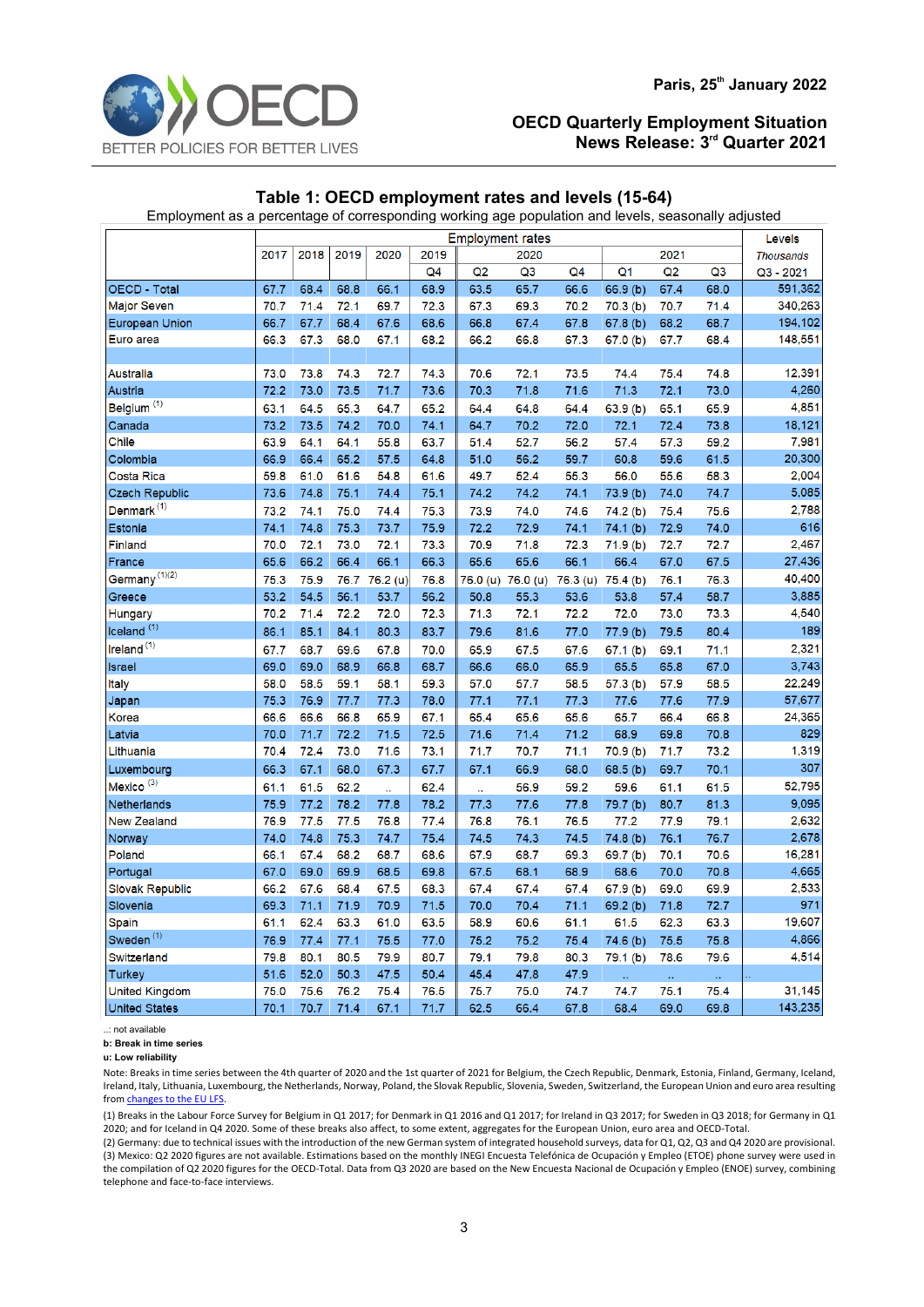Paris, 25th January 2022

**OECD Quarterly Employment Situation**
**News Release: 3rd Quarter 2021**

## Table 1: OECD employment rates and levels (15-64)

Employment as a percentage of corresponding working age population and levels, seasonally adjusted

| | Employment rates | | | | | | | | | | | Levels |
|---|---|---|---|---|---|---|---|---|---|---|---|---|
| | 2017 | 2018 | 2019 | 2020 | 2019 | 2020 | | | 2021 | | | *Thousands* |
| | | | | | Q4 | Q2 | Q3 | Q4 | Q1 | Q2 | Q3 | Q3 - 2021 |
| OECD - Total | 67.7 | 68.4 | 68.8 | 66.1 | 68.9 | 63.5 | 65.7 | 66.6 | 66.9 (b) | 67.4 | 68.0 | 591,362 |
| Major Seven | 70.7 | 71.4 | 72.1 | 69.7 | 72.3 | 67.3 | 69.3 | 70.2 | 70.3 (b) | 70.7 | 71.4 | 340,263 |
| European Union | 66.7 | 67.7 | 68.4 | 67.6 | 68.6 | 66.8 | 67.4 | 67.8 | 67.8 (b) | 68.2 | 68.7 | 194,102 |
| Euro area | 66.3 | 67.3 | 68.0 | 67.1 | 68.2 | 66.2 | 66.8 | 67.3 | 67.0 (b) | 67.7 | 68.4 | 148,551 |
| | | | | | | | | | | | | |
| Australia | 73.0 | 73.8 | 74.3 | 72.7 | 74.3 | 70.6 | 72.1 | 73.5 | 74.4 | 75.4 | 74.8 | 12,391 |
| Austria | 72.2 | 73.0 | 73.5 | 71.7 | 73.6 | 70.3 | 71.8 | 71.6 | 71.3 | 72.1 | 73.0 | 4,260 |
| Belgium (1) | 63.1 | 64.5 | 65.3 | 64.7 | 65.2 | 64.4 | 64.8 | 64.4 | 63.9 (b) | 65.1 | 65.9 | 4,851 |
| Canada | 73.2 | 73.5 | 74.2 | 70.0 | 74.1 | 64.7 | 70.2 | 72.0 | 72.1 | 72.4 | 73.8 | 18,121 |
| Chile | 63.9 | 64.1 | 64.1 | 55.8 | 63.7 | 51.4 | 52.7 | 56.2 | 57.4 | 57.3 | 59.2 | 7,981 |
| Colombia | 66.9 | 66.4 | 65.2 | 57.5 | 64.8 | 51.0 | 56.2 | 59.7 | 60.8 | 59.6 | 61.5 | 20,300 |
| Costa Rica | 59.8 | 61.0 | 61.6 | 54.8 | 61.6 | 49.7 | 52.4 | 55.3 | 56.0 | 55.6 | 58.3 | 2,004 |
| Czech Republic | 73.6 | 74.8 | 75.1 | 74.4 | 75.1 | 74.2 | 74.2 | 74.1 | 73.9 (b) | 74.0 | 74.7 | 5,085 |
| Denmark (1) | 73.2 | 74.1 | 75.0 | 74.4 | 75.3 | 73.9 | 74.0 | 74.6 | 74.2 (b) | 75.4 | 75.6 | 2,788 |
| Estonia | 74.1 | 74.8 | 75.3 | 73.7 | 75.9 | 72.2 | 72.9 | 74.1 | 74.1 (b) | 72.9 | 74.0 | 616 |
| Finland | 70.0 | 72.1 | 73.0 | 72.1 | 73.3 | 70.9 | 71.8 | 72.3 | 71.9 (b) | 72.7 | 72.7 | 2,467 |
| France | 65.6 | 66.2 | 66.4 | 66.1 | 66.3 | 65.6 | 65.6 | 66.1 | 66.4 | 67.0 | 67.5 | 27,436 |
| Germany (1)(2) | 75.3 | 75.9 | 76.7 | 76.2 (u) | 76.8 | 76.0 (u) | 76.0 (u) | 76.3 (u) | 75.4 (b) | 76.1 | 76.3 | 40,400 |
| Greece | 53.2 | 54.5 | 56.1 | 53.7 | 56.2 | 50.8 | 55.3 | 53.6 | 53.8 | 57.4 | 58.7 | 3,885 |
| Hungary | 70.2 | 71.4 | 72.2 | 72.0 | 72.3 | 71.3 | 72.1 | 72.2 | 72.0 | 73.0 | 73.3 | 4,540 |
| Iceland (1) | 86.1 | 85.1 | 84.1 | 80.3 | 83.7 | 79.6 | 81.6 | 77.0 | 77.9 (b) | 79.5 | 80.4 | 189 |
| Ireland (1) | 67.7 | 68.7 | 69.6 | 67.8 | 70.0 | 65.9 | 67.5 | 67.6 | 67.1 (b) | 69.1 | 71.1 | 2,321 |
| Israel | 69.0 | 69.0 | 68.9 | 66.8 | 68.7 | 66.6 | 66.0 | 65.9 | 65.5 | 65.8 | 67.0 | 3,743 |
| Italy | 58.0 | 58.5 | 59.1 | 58.1 | 59.3 | 57.0 | 57.7 | 58.5 | 57.3 (b) | 57.9 | 58.5 | 22,249 |
| Japan | 75.3 | 76.9 | 77.7 | 77.3 | 78.0 | 77.1 | 77.1 | 77.3 | 77.6 | 77.6 | 77.9 | 57,677 |
| Korea | 66.6 | 66.6 | 66.8 | 65.9 | 67.1 | 65.4 | 65.6 | 65.6 | 65.7 | 66.4 | 66.8 | 24,365 |
| Latvia | 70.0 | 71.7 | 72.2 | 71.5 | 72.5 | 71.6 | 71.4 | 71.2 | 68.9 | 69.8 | 70.8 | 829 |
| Lithuania | 70.4 | 72.4 | 73.0 | 71.6 | 73.1 | 71.7 | 70.7 | 71.1 | 70.9 (b) | 71.7 | 73.2 | 1,319 |
| Luxembourg | 66.3 | 67.1 | 68.0 | 67.3 | 67.7 | 67.1 | 66.9 | 68.0 | 68.5 (b) | 69.7 | 70.1 | 307 |
| Mexico (3) | 61.1 | 61.5 | 62.2 | .. | 62.4 | .. | 56.9 | 59.2 | 59.6 | 61.1 | 61.5 | 52,795 |
| Netherlands | 75.9 | 77.2 | 78.2 | 77.8 | 78.2 | 77.3 | 77.6 | 77.8 | 79.7 (b) | 80.7 | 81.3 | 9,095 |
| New Zealand | 76.9 | 77.5 | 77.5 | 76.8 | 77.4 | 76.8 | 76.1 | 76.5 | 77.2 | 77.9 | 79.1 | 2,632 |
| Norway | 74.0 | 74.8 | 75.3 | 74.7 | 75.4 | 74.5 | 74.3 | 74.5 | 74.8 (b) | 76.1 | 76.7 | 2,678 |
| Poland | 66.1 | 67.4 | 68.2 | 68.7 | 68.6 | 67.9 | 68.7 | 69.3 | 69.7 (b) | 70.1 | 70.6 | 16,281 |
| Portugal | 67.0 | 69.0 | 69.9 | 68.5 | 69.8 | 67.5 | 68.1 | 68.9 | 68.6 | 70.0 | 70.8 | 4,665 |
| Slovak Republic | 66.2 | 67.6 | 68.4 | 67.5 | 68.3 | 67.4 | 67.4 | 67.4 | 67.9 (b) | 69.0 | 69.9 | 2,533 |
| Slovenia | 69.3 | 71.1 | 71.9 | 70.9 | 71.5 | 70.0 | 70.4 | 71.1 | 69.2 (b) | 71.8 | 72.7 | 971 |
| Spain | 61.1 | 62.4 | 63.3 | 61.0 | 63.5 | 58.9 | 60.6 | 61.1 | 61.5 | 62.3 | 63.3 | 19,607 |
| Sweden (1) | 76.9 | 77.4 | 77.1 | 75.5 | 77.0 | 75.2 | 75.2 | 75.4 | 74.6 (b) | 75.5 | 75.8 | 4,866 |
| Switzerland | 79.8 | 80.1 | 80.5 | 79.9 | 80.7 | 79.1 | 79.8 | 80.3 | 79.1 (b) | 78.6 | 79.6 | 4,514 |
| Turkey | 51.6 | 52.0 | 50.3 | 47.5 | 50.4 | 45.4 | 47.8 | 47.9 | .. | .. | .. | .. |
| United Kingdom | 75.0 | 75.6 | 76.2 | 75.4 | 76.5 | 75.7 | 75.0 | 74.7 | 74.7 | 75.1 | 75.4 | 31,145 |
| United States | 70.1 | 70.7 | 71.4 | 67.1 | 71.7 | 62.5 | 66.4 | 67.8 | 68.4 | 69.0 | 69.8 | 143,235 |

..: not available

**b: Break in time series**

**u: Low reliability**

Note: Breaks in time series between the 4th quarter of 2020 and the 1st quarter of 2021 for Belgium, the Czech Republic, Denmark, Estonia, Finland, Germany, Iceland, Ireland, Italy, Lithuania, Luxembourg, the Netherlands, Norway, Poland, the Slovak Republic, Slovenia, Sweden, Switzerland, the European Union and euro area resulting from changes to the EU LFS.

(1) Breaks in the Labour Force Survey for Belgium in Q1 2017; for Denmark in Q1 2016 and Q1 2017; for Ireland in Q3 2017; for Sweden in Q3 2018; for Germany in Q1 2020; and for Iceland in Q4 2020. Some of these breaks also affect, to some extent, aggregates for the European Union, euro area and OECD-Total.

(2) Germany: due to technical issues with the introduction of the new German system of integrated household surveys, data for Q1, Q2, Q3 and Q4 2020 are provisional.

(3) Mexico: Q2 2020 figures are not available. Estimations based on the monthly INEGI Encuesta Telefónica de Ocupación y Empleo (ETOE) phone survey were used in the compilation of Q2 2020 figures for the OECD-Total. Data from Q3 2020 are based on the new Encuesta Nacional de Ocupación y Empleo (ENOE) survey, combining telephone and face-to-face interviews.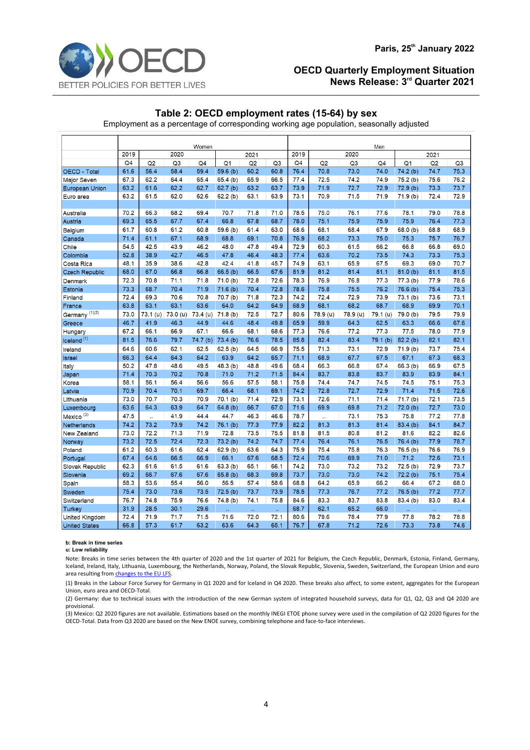Paris, 25th January 2022

**OECD Quarterly Employment Situation**
**News Release: 3rd Quarter 2021**

## Table 2: OECD employment rates (15-64) by sex

Employment as a percentage of corresponding working age population, seasonally adjusted

| | Women | | | | | | | Men | | | | | | |
|---|---|---|---|---|---|---|---|---|---|---|---|---|---|---|
| | 2019 | 2020 | | | 2021 | | | 2019 | 2020 | | | 2021 | | |
| | Q4 | Q2 | Q3 | Q4 | Q1 | Q2 | Q3 | Q4 | Q2 | Q3 | Q4 | Q1 | Q2 | Q3 |
| OECD - Total | 61.6 | 56.4 | 58.4 | 59.4 | 59.6 (b) | 60.2 | 60.8 | 76.4 | 70.8 | 73.0 | 74.0 | 74.2 (b) | 74.7 | 75.3 |
| Major Seven | 67.3 | 62.2 | 64.4 | 65.4 | 65.4 (b) | 65.9 | 66.5 | 77.4 | 72.5 | 74.2 | 74.9 | 75.2 (b) | 75.6 | 76.2 |
| European Union | 63.2 | 61.6 | 62.2 | 62.7 | 62.7 (b) | 63.2 | 63.7 | 73.9 | 71.9 | 72.7 | 72.9 | 72.9 (b) | 73.3 | 73.7 |
| Euro area | 63.2 | 61.5 | 62.0 | 62.6 | 62.2 (b) | 63.1 | 63.9 | 73.1 | 70.9 | 71.5 | 71.9 | 71.9 (b) | 72.4 | 72.9 |
| | | | | | | | | | | | | | | |
| Australia | 70.2 | 66.3 | 68.2 | 69.4 | 70.7 | 71.8 | 71.0 | 78.5 | 75.0 | 76.1 | 77.6 | 78.1 | 79.0 | 78.8 |
| Austria | 69.3 | 65.5 | 67.7 | 67.4 | 66.8 | 67.8 | 68.7 | 78.0 | 75.1 | 75.9 | 75.9 | 75.9 | 76.4 | 77.3 |
| Belgium | 61.7 | 60.8 | 61.2 | 60.8 | 59.6 (b) | 61.4 | 63.0 | 68.6 | 68.1 | 68.4 | 67.9 | 68.0 (b) | 68.8 | 68.9 |
| Canada | 71.4 | 61.1 | 67.1 | 68.9 | 68.8 | 69.1 | 70.8 | 76.9 | 68.2 | 73.3 | 75.0 | 75.3 | 75.7 | 76.7 |
| Chile | 54.5 | 42.5 | 43.9 | 46.2 | 48.0 | 47.8 | 49.4 | 72.9 | 60.3 | 61.5 | 66.2 | 66.8 | 66.8 | 69.0 |
| Colombia | 52.8 | 38.9 | 42.7 | 46.5 | 47.8 | 46.4 | 48.3 | 77.4 | 63.6 | 70.2 | 73.5 | 74.3 | 73.3 | 75.3 |
| Costa Rica | 48.1 | 35.9 | 38.6 | 42.8 | 42.4 | 41.8 | 45.7 | 74.9 | 63.1 | 65.9 | 67.5 | 69.3 | 69.0 | 70.7 |
| Czech Republic | 68.0 | 67.0 | 66.8 | 66.8 | 66.5 (b) | 66.5 | 67.6 | 81.9 | 81.2 | 81.4 | 81.1 | 81.0 (b) | 81.1 | 81.5 |
| Denmark | 72.3 | 70.8 | 71.1 | 71.8 | 71.0 (b) | 72.8 | 72.6 | 78.3 | 76.9 | 76.8 | 77.3 | 77.3 (b) | 77.9 | 78.6 |
| Estonia | 73.3 | 68.7 | 70.4 | 71.9 | 71.6 (b) | 70.4 | 72.8 | 78.6 | 75.8 | 75.5 | 76.2 | 76.6 (b) | 75.4 | 75.3 |
| Finland | 72.4 | 69.3 | 70.6 | 70.8 | 70.7 (b) | 71.8 | 72.3 | 74.2 | 72.4 | 72.9 | 73.9 | 73.1 (b) | 73.6 | 73.1 |
| France | 63.8 | 63.1 | 63.1 | 63.6 | 64.0 | 64.2 | 64.9 | 68.9 | 68.1 | 68.2 | 68.7 | 68.9 | 69.9 | 70.1 |
| Germany (1)(2) | 73.0 | 73.1 (u) | 73.0 (u) | 73.4 (u) | 71.8 (b) | 72.5 | 72.7 | 80.6 | 78.9 (u) | 78.9 (u) | 79.1 (u) | 79.0 (b) | 79.5 | 79.9 |
| Greece | 46.7 | 41.9 | 46.3 | 44.9 | 44.6 | 48.4 | 49.8 | 65.9 | 59.9 | 64.3 | 62.5 | 63.3 | 66.6 | 67.6 |
| Hungary | 67.2 | 66.1 | 66.9 | 67.1 | 66.6 | 68.1 | 68.6 | 77.3 | 76.6 | 77.2 | 77.3 | 77.5 | 78.0 | 77.9 |
| Iceland (1) | 81.5 | 76.6 | 79.7 | 74.7 (b) | 73.4 (b) | 76.6 | 78.5 | 85.8 | 82.4 | 83.4 | 79.1 (b) | 82.2 (b) | 82.1 | 82.1 |
| Ireland | 64.6 | 60.6 | 62.1 | 62.5 | 62.5 (b) | 64.5 | 66.9 | 75.5 | 71.3 | 73.1 | 72.9 | 71.9 (b) | 73.7 | 75.4 |
| Israel | 66.3 | 64.4 | 64.3 | 64.2 | 63.9 | 64.2 | 65.7 | 71.1 | 68.9 | 67.7 | 67.5 | 67.1 | 67.3 | 68.3 |
| Italy | 50.2 | 47.8 | 48.6 | 49.5 | 48.3 (b) | 48.8 | 49.6 | 68.4 | 66.3 | 66.8 | 67.4 | 66.3 (b) | 66.9 | 67.5 |
| Japan | 71.4 | 70.3 | 70.2 | 70.8 | 71.0 | 71.2 | 71.5 | 84.4 | 83.7 | 83.8 | 83.7 | 83.9 | 83.9 | 84.1 |
| Korea | 58.1 | 56.1 | 56.4 | 56.6 | 56.6 | 57.5 | 58.1 | 75.8 | 74.4 | 74.7 | 74.5 | 74.5 | 75.1 | 75.3 |
| Latvia | 70.9 | 70.4 | 70.1 | 69.7 | 66.4 | 68.1 | 69.1 | 74.2 | 72.8 | 72.7 | 72.9 | 71.4 | 71.5 | 72.6 |
| Lithuania | 73.0 | 70.7 | 70.3 | 70.9 | 70.1 (b) | 71.4 | 72.9 | 73.1 | 72.6 | 71.1 | 71.4 | 71.7 (b) | 72.1 | 73.5 |
| Luxembourg | 63.6 | 64.3 | 63.9 | 64.7 | 64.8 (b) | 66.7 | 67.0 | 71.6 | 69.9 | 69.8 | 71.2 | 72.0 (b) | 72.7 | 73.0 |
| Mexico (3) | 47.5 | .. | 41.9 | 44.4 | 44.7 | 46.3 | 46.6 | 78.7 | .. | 73.1 | 75.3 | 75.8 | 77.2 | 77.8 |
| Netherlands | 74.2 | 73.2 | 73.9 | 74.2 | 76.1 (b) | 77.3 | 77.9 | 82.2 | 81.3 | 81.3 | 81.4 | 83.4 (b) | 84.1 | 84.7 |
| New Zealand | 73.0 | 72.2 | 71.3 | 71.9 | 72.8 | 73.5 | 75.5 | 81.8 | 81.5 | 80.8 | 81.2 | 81.6 | 82.2 | 82.6 |
| Norway | 73.2 | 72.5 | 72.4 | 72.3 | 73.2 (b) | 74.2 | 74.7 | 77.4 | 76.4 | 76.1 | 76.5 | 76.4 (b) | 77.9 | 78.7 |
| Poland | 61.2 | 60.3 | 61.6 | 62.4 | 62.9 (b) | 63.6 | 64.3 | 75.9 | 75.4 | 75.8 | 76.3 | 76.5 (b) | 76.6 | 76.9 |
| Portugal | 67.4 | 64.6 | 66.5 | 66.9 | 66.1 | 67.6 | 68.5 | 72.4 | 70.6 | 69.9 | 71.0 | 71.2 | 72.6 | 73.1 |
| Slovak Republic | 62.3 | 61.6 | 61.5 | 61.6 | 63.3 (b) | 65.1 | 66.1 | 74.2 | 73.0 | 73.2 | 73.2 | 72.5 (b) | 72.9 | 73.7 |
| Slovenia | 69.2 | 66.7 | 67.6 | 67.6 | 65.8 (b) | 68.3 | 69.8 | 73.7 | 73.0 | 73.0 | 74.2 | 72.2 (b) | 75.1 | 75.4 |
| Spain | 58.3 | 53.6 | 55.4 | 56.0 | 56.5 | 57.4 | 58.6 | 68.8 | 64.2 | 65.9 | 66.2 | 66.4 | 67.2 | 68.0 |
| Sweden | 75.4 | 73.0 | 73.6 | 73.5 | 72.5 (b) | 73.7 | 73.9 | 78.5 | 77.3 | 76.7 | 77.2 | 76.5 (b) | 77.2 | 77.7 |
| Switzerland | 76.7 | 74.8 | 75.9 | 76.6 | 74.8 (b) | 74.1 | 75.8 | 84.6 | 83.3 | 83.7 | 83.8 | 83.4 (b) | 83.0 | 83.4 |
| Turkey | 31.9 | 28.5 | 30.1 | 29.6 | .. | .. | .. | 68.7 | 62.1 | 65.2 | 66.0 | .. | .. | .. |
| United Kingdom | 72.4 | 71.9 | 71.7 | 71.5 | 71.6 | 72.0 | 72.1 | 80.6 | 79.6 | 78.4 | 77.9 | 77.8 | 78.2 | 78.8 |
| United States | 66.8 | 57.3 | 61.7 | 63.2 | 63.6 | 64.3 | 65.1 | 76.7 | 67.8 | 71.2 | 72.6 | 73.3 | 73.8 | 74.6 |

**b: Break in time series**
**u: Low reliability**

Note: Breaks in time series between the 4th quarter of 2020 and the 1st quarter of 2021 for Belgium, the Czech Republic, Denmark, Estonia, Finland, Germany, Iceland, Ireland, Italy, Lithuania, Luxembourg, the Netherlands, Norway, Poland, the Slovak Republic, Slovenia, Sweden, Switzerland, the European Union and euro area resulting from changes to the EU LFS.

(1) Breaks in the Labour Force Survey for Germany in Q1 2020 and for Iceland in Q4 2020. These breaks also affect, to some extent, aggregates for the European Union, euro area and OECD-Total.

(2) Germany: due to technical issues with the introduction of the new German system of integrated household surveys, data for Q1, Q2, Q3 and Q4 2020 are provisional.

(3) Mexico: Q2 2020 figures are not available. Estimations based on the monthly INEGI ETOE phone survey were used in the compilation of Q2 2020 figures for the OECD-Total. Data from Q3 2020 are based on the New ENOE survey, combining telephone and face-to-face interviews.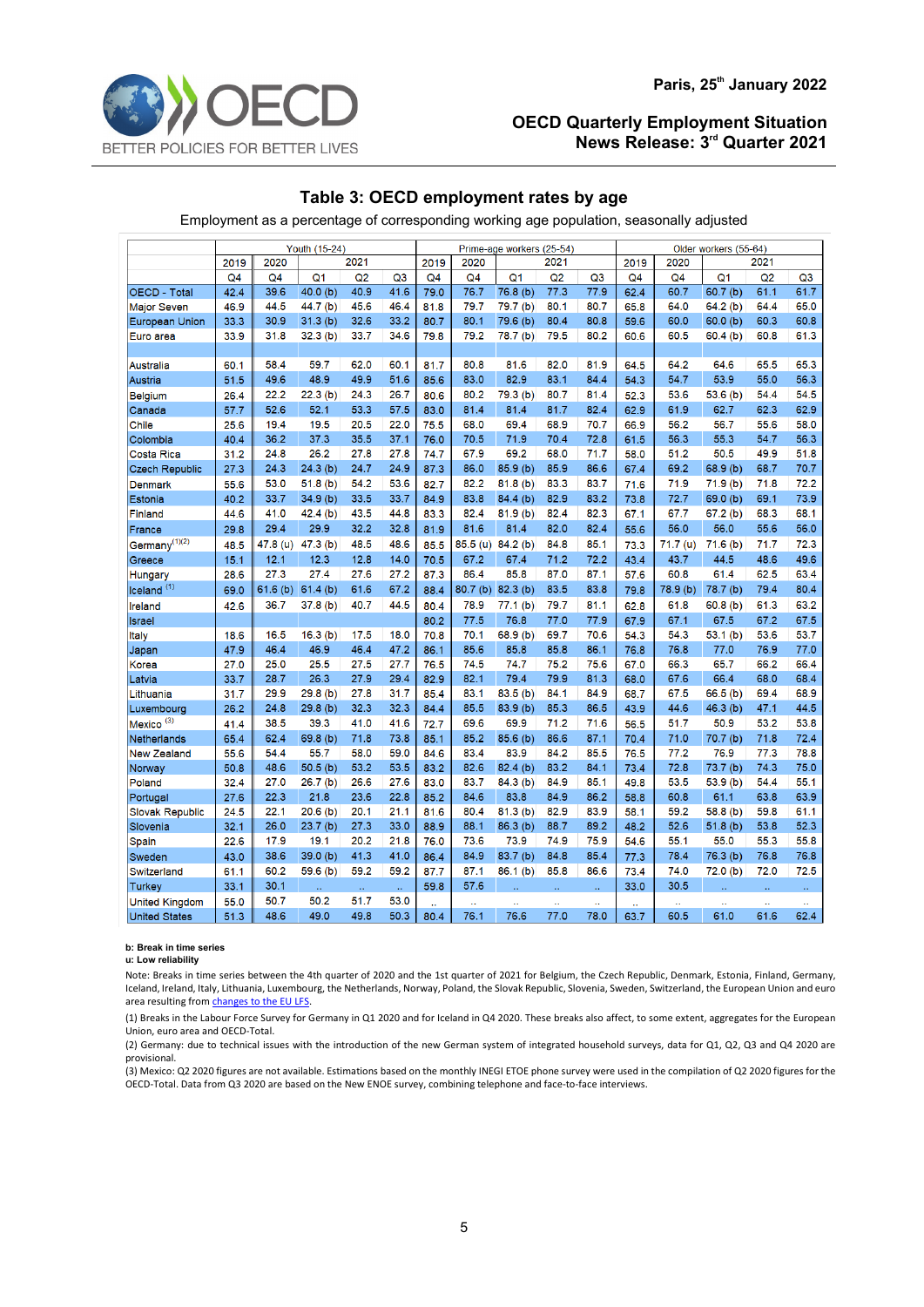Paris, 25th January 2022

**OECD Quarterly Employment Situation**
**News Release: 3rd Quarter 2021**

## Table 3: OECD employment rates by age

Employment as a percentage of corresponding working age population, seasonally adjusted

| | Youth (15-24) | | | | | Prime-age workers (25-54) | | | | | Older workers (55-64) | | | | |
|---|---|---|---|---|---|---|---|---|---|---|---|---|---|---|---|
| | 2019 | 2020 | 2021 | | | 2019 | 2020 | 2021 | | | 2019 | 2020 | 2021 | | |
| | Q4 | Q4 | Q1 | Q2 | Q3 | Q4 | Q4 | Q1 | Q2 | Q3 | Q4 | Q4 | Q1 | Q2 | Q3 |
| OECD - Total | 42.4 | 39.6 | 40.0 (b) | 40.9 | 41.6 | 79.0 | 76.7 | 76.8 (b) | 77.3 | 77.9 | 62.4 | 60.7 | 60.7 (b) | 61.1 | 61.7 |
| Major Seven | 46.9 | 44.5 | 44.7 (b) | 45.6 | 46.4 | 81.8 | 79.7 | 79.7 (b) | 80.1 | 80.7 | 65.8 | 64.0 | 64.2 (b) | 64.4 | 65.0 |
| European Union | 33.3 | 30.9 | 31.3 (b) | 32.6 | 33.2 | 80.7 | 80.1 | 79.6 (b) | 80.4 | 80.8 | 59.6 | 60.0 | 60.0 (b) | 60.3 | 60.8 |
| Euro area | 33.9 | 31.8 | 32.3 (b) | 33.7 | 34.6 | 79.8 | 79.2 | 78.7 (b) | 79.5 | 80.2 | 60.6 | 60.5 | 60.4 (b) | 60.8 | 61.3 |
| | | | | | | | | | | | | | | | |
| Australia | 60.1 | 58.4 | 59.7 | 62.0 | 60.1 | 81.7 | 80.8 | 81.6 | 82.0 | 81.9 | 64.5 | 64.2 | 64.6 | 65.5 | 65.3 |
| Austria | 51.5 | 49.6 | 48.9 | 49.9 | 51.6 | 85.6 | 83.0 | 82.9 | 83.1 | 84.4 | 54.3 | 54.7 | 53.9 | 55.0 | 56.3 |
| Belgium | 26.4 | 22.2 | 22.3 (b) | 24.3 | 26.7 | 80.6 | 80.2 | 79.3 (b) | 80.7 | 81.4 | 52.3 | 53.6 | 53.6 (b) | 54.4 | 54.5 |
| Canada | 57.7 | 52.6 | 52.1 | 53.3 | 57.5 | 83.0 | 81.4 | 81.4 | 81.7 | 82.4 | 62.9 | 61.9 | 62.7 | 62.3 | 62.9 |
| Chile | 25.6 | 19.4 | 19.5 | 20.5 | 22.0 | 75.5 | 68.0 | 69.4 | 68.9 | 70.7 | 66.9 | 56.2 | 56.7 | 55.6 | 58.0 |
| Colombia | 40.4 | 36.2 | 37.3 | 35.5 | 37.1 | 76.0 | 70.5 | 71.9 | 70.4 | 72.8 | 61.5 | 56.3 | 55.3 | 54.7 | 56.3 |
| Costa Rica | 31.2 | 24.8 | 26.2 | 27.8 | 27.8 | 74.7 | 67.9 | 69.2 | 68.0 | 71.7 | 58.0 | 51.2 | 50.5 | 49.9 | 51.8 |
| Czech Republic | 27.3 | 24.3 | 24.3 (b) | 24.7 | 24.9 | 87.3 | 86.0 | 85.9 (b) | 85.9 | 86.6 | 67.4 | 69.2 | 68.9 (b) | 68.7 | 70.7 |
| Denmark | 55.6 | 53.0 | 51.8 (b) | 54.2 | 53.6 | 82.7 | 82.2 | 81.8 (b) | 83.3 | 83.7 | 71.6 | 71.9 | 71.9 (b) | 71.8 | 72.2 |
| Estonia | 40.2 | 33.7 | 34.9 (b) | 33.5 | 33.7 | 84.9 | 83.8 | 84.4 (b) | 82.9 | 83.2 | 73.8 | 72.7 | 69.0 (b) | 69.1 | 73.9 |
| Finland | 44.6 | 41.0 | 42.4 (b) | 43.5 | 44.8 | 83.3 | 82.4 | 81.9 (b) | 82.4 | 82.3 | 67.1 | 67.7 | 67.2 (b) | 68.3 | 68.1 |
| France | 29.8 | 29.4 | 29.9 | 32.2 | 32.8 | 81.9 | 81.6 | 81.4 | 82.0 | 82.4 | 55.6 | 56.0 | 56.0 | 55.6 | 56.0 |
| Germany (1)(2) | 48.5 | 47.8 (u) | 47.3 (b) | 48.5 | 48.6 | 85.5 | 85.5 (u) | 84.2 (b) | 84.8 | 85.1 | 73.3 | 71.7 (u) | 71.6 (b) | 71.7 | 72.3 |
| Greece | 15.1 | 12.1 | 12.3 | 12.8 | 14.0 | 70.5 | 67.2 | 67.4 | 71.2 | 72.2 | 43.4 | 43.7 | 44.5 | 48.6 | 49.6 |
| Hungary | 28.6 | 27.3 | 27.4 | 27.6 | 27.2 | 87.3 | 86.4 | 85.8 | 87.0 | 87.1 | 57.6 | 60.8 | 61.4 | 62.5 | 63.4 |
| Iceland (1) | 69.0 | 61.6 (b) | 61.4 (b) | 61.6 | 67.2 | 88.4 | 80.7 (b) | 82.3 (b) | 83.5 | 83.8 | 79.8 | 78.9 (b) | 78.7 (b) | 79.4 | 80.4 |
| Ireland | 42.6 | 36.7 | 37.8 (b) | 40.7 | 44.5 | 80.4 | 78.9 | 77.1 (b) | 79.7 | 81.1 | 62.8 | 61.8 | 60.8 (b) | 61.3 | 63.2 |
| Israel | | | | | | 80.2 | 77.5 | 76.8 | 77.0 | 77.9 | 67.9 | 67.1 | 67.5 | 67.2 | 67.5 |
| Italy | 18.6 | 16.5 | 16.3 (b) | 17.5 | 18.0 | 70.8 | 70.1 | 68.9 (b) | 69.7 | 70.6 | 54.3 | 54.3 | 53.1 (b) | 53.6 | 53.7 |
| Japan | 47.9 | 46.4 | 46.9 | 46.4 | 47.2 | 86.1 | 85.6 | 85.8 | 85.8 | 86.1 | 76.8 | 76.8 | 77.0 | 76.9 | 77.0 |
| Korea | 27.0 | 25.0 | 25.5 | 27.5 | 27.7 | 76.5 | 74.5 | 74.7 | 75.2 | 75.6 | 67.0 | 66.3 | 65.7 | 66.2 | 66.4 |
| Latvia | 33.7 | 28.7 | 26.3 | 27.9 | 29.4 | 82.9 | 82.1 | 79.4 | 79.9 | 81.3 | 68.0 | 67.6 | 66.4 | 68.0 | 68.4 |
| Lithuania | 31.7 | 29.9 | 29.8 (b) | 27.8 | 31.7 | 85.4 | 83.1 | 83.5 (b) | 84.1 | 84.9 | 68.7 | 67.5 | 66.5 (b) | 69.4 | 68.9 |
| Luxembourg | 26.2 | 24.8 | 29.8 (b) | 32.3 | 32.3 | 84.4 | 85.5 | 83.9 (b) | 85.3 | 86.5 | 43.9 | 44.6 | 46.3 (b) | 47.1 | 44.5 |
| Mexico (3) | 41.4 | 38.5 | 39.3 | 41.0 | 41.6 | 72.7 | 69.6 | 69.9 | 71.2 | 71.6 | 56.5 | 51.7 | 50.9 | 53.2 | 53.8 |
| Netherlands | 65.4 | 62.4 | 69.8 (b) | 71.8 | 73.8 | 85.1 | 85.2 | 85.6 (b) | 86.6 | 87.1 | 70.4 | 71.0 | 70.7 (b) | 71.8 | 72.4 |
| New Zealand | 55.6 | 54.4 | 55.7 | 58.0 | 59.0 | 84.6 | 83.4 | 83.9 | 84.2 | 85.5 | 76.5 | 77.2 | 76.9 | 77.3 | 78.8 |
| Norway | 50.8 | 48.6 | 50.5 (b) | 53.2 | 53.5 | 83.2 | 82.6 | 82.4 (b) | 83.2 | 84.1 | 73.4 | 72.8 | 73.7 (b) | 74.3 | 75.0 |
| Poland | 32.4 | 27.0 | 26.7 (b) | 26.6 | 27.6 | 83.0 | 83.7 | 84.3 (b) | 84.9 | 85.1 | 49.8 | 53.5 | 53.9 (b) | 54.4 | 55.1 |
| Portugal | 27.6 | 22.3 | 21.8 | 23.6 | 22.8 | 85.2 | 84.6 | 83.8 | 84.9 | 86.2 | 58.8 | 60.8 | 61.1 | 63.8 | 63.9 |
| Slovak Republic | 24.5 | 22.1 | 20.6 (b) | 20.1 | 21.1 | 81.6 | 80.4 | 81.3 (b) | 82.9 | 83.9 | 58.1 | 59.2 | 58.8 (b) | 59.8 | 61.1 |
| Slovenia | 32.1 | 26.0 | 23.7 (b) | 27.3 | 33.0 | 88.9 | 88.1 | 86.3 (b) | 88.7 | 89.2 | 48.2 | 52.6 | 51.8 (b) | 53.8 | 52.3 |
| Spain | 22.6 | 17.9 | 19.1 | 20.2 | 21.8 | 76.0 | 73.6 | 73.9 | 74.9 | 75.9 | 54.6 | 55.1 | 55.0 | 55.3 | 55.8 |
| Sweden | 43.0 | 38.6 | 39.0 (b) | 41.3 | 41.0 | 86.4 | 84.9 | 83.7 (b) | 84.8 | 85.4 | 77.3 | 78.4 | 76.3 (b) | 76.8 | 76.8 |
| Switzerland | 61.1 | 60.2 | 59.6 (b) | 59.2 | 59.2 | 87.7 | 87.1 | 86.1 (b) | 85.8 | 86.6 | 73.4 | 74.0 | 72.0 (b) | 72.0 | 72.5 |
| Turkey | 33.1 | 30.1 | .. | .. | .. | 59.8 | 57.6 | .. | .. | .. | 33.0 | 30.5 | .. | .. | .. |
| United Kingdom | 55.0 | 50.7 | 50.2 | 51.7 | 53.0 | .. | .. | .. | .. | .. | .. | .. | .. | .. | .. |
| United States | 51.3 | 48.6 | 49.0 | 49.8 | 50.3 | 80.4 | 76.1 | 76.6 | 77.0 | 78.0 | 63.7 | 60.5 | 61.0 | 61.6 | 62.4 |

**b: Break in time series**
**u: Low reliability**

Note: Breaks in time series between the 4th quarter of 2020 and the 1st quarter of 2021 for Belgium, the Czech Republic, Denmark, Estonia, Finland, Germany, Iceland, Ireland, Italy, Lithuania, Luxembourg, the Netherlands, Norway, Poland, the Slovak Republic, Slovenia, Sweden, Switzerland, the European Union and euro area resulting from changes to the EU LFS.

(1) Breaks in the Labour Force Survey for Germany in Q1 2020 and for Iceland in Q4 2020. These breaks also affect, to some extent, aggregates for the European Union, euro area and OECD-Total.

(2) Germany: due to technical issues with the introduction of the new German system of integrated household surveys, data for Q1, Q2, Q3 and Q4 2020 are provisional.

(3) Mexico: Q2 2020 figures are not available. Estimations based on the monthly INEGI ETOE phone survey were used in the compilation of Q2 2020 figures for the OECD-Total. Data from Q3 2020 are based on the New ENOE survey, combining telephone and face-to-face interviews.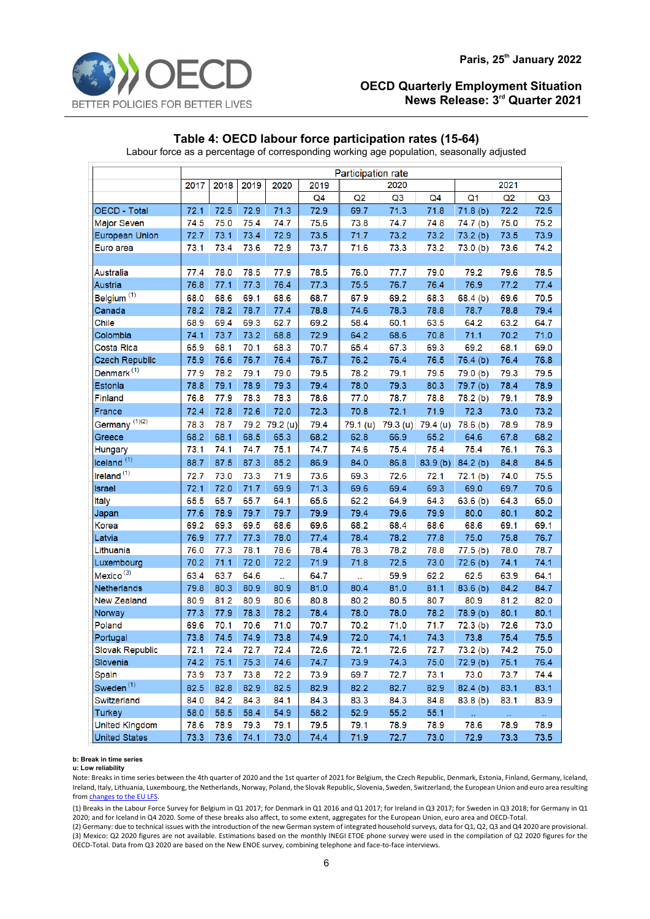Paris, 25th January 2022

**OECD Quarterly Employment Situation**
**News Release: 3rd Quarter 2021**

## Table 4: OECD labour force participation rates (15-64)

Labour force as a percentage of corresponding working age population, seasonally adjusted

| | Participation rate | | | | | | | | | | |
|---|---|---|---|---|---|---|---|---|---|---|---|
| | 2017 | 2018 | 2019 | 2020 | 2019 | 2020 | | | 2021 | | |
| | | | | | Q4 | Q2 | Q3 | Q4 | Q1 | Q2 | Q3 |
| OECD - Total | 72.1 | 72.5 | 72.9 | 71.3 | 72.9 | 69.7 | 71.3 | 71.8 | 71.8 (b) | 72.2 | 72.5 |
| Major Seven | 74.5 | 75.0 | 75.4 | 74.7 | 75.6 | 73.8 | 74.7 | 74.8 | 74.7 (b) | 75.0 | 75.2 |
| European Union | 72.7 | 73.1 | 73.4 | 72.9 | 73.5 | 71.7 | 73.2 | 73.2 | 73.2 (b) | 73.5 | 73.9 |
| Euro area | 73.1 | 73.4 | 73.6 | 72.9 | 73.7 | 71.6 | 73.3 | 73.2 | 73.0 (b) | 73.6 | 74.2 |
| | | | | | | | | | | | |
| Australia | 77.4 | 78.0 | 78.5 | 77.9 | 78.5 | 76.0 | 77.7 | 79.0 | 79.2 | 79.6 | 78.5 |
| Austria | 76.8 | 77.1 | 77.3 | 76.4 | 77.3 | 75.5 | 76.7 | 76.4 | 76.9 | 77.2 | 77.4 |
| Belgium [1] | 68.0 | 68.6 | 69.1 | 68.6 | 68.7 | 67.9 | 69.2 | 68.3 | 68.4 (b) | 69.6 | 70.5 |
| Canada | 78.2 | 78.2 | 78.7 | 77.4 | 78.8 | 74.6 | 78.3 | 78.8 | 78.7 | 78.8 | 79.4 |
| Chile | 68.9 | 69.4 | 69.3 | 62.7 | 69.2 | 58.4 | 60.1 | 63.5 | 64.2 | 63.2 | 64.7 |
| Colombia | 74.1 | 73.7 | 73.2 | 68.8 | 72.9 | 64.2 | 68.6 | 70.8 | 71.1 | 70.2 | 71.0 |
| Costa Rica | 65.9 | 68.1 | 70.1 | 68.3 | 70.7 | 65.4 | 67.3 | 69.3 | 69.2 | 68.1 | 69.0 |
| Czech Republic | 75.9 | 76.6 | 76.7 | 76.4 | 76.7 | 76.2 | 76.4 | 76.5 | 76.4 (b) | 76.4 | 76.8 |
| Denmark [1] | 77.9 | 78.2 | 79.1 | 79.0 | 79.5 | 78.2 | 79.1 | 79.5 | 79.0 (b) | 79.3 | 79.5 |
| Estonia | 78.8 | 79.1 | 78.9 | 79.3 | 79.4 | 78.0 | 79.3 | 80.3 | 79.7 (b) | 78.4 | 78.9 |
| Finland | 76.8 | 77.9 | 78.3 | 78.3 | 78.6 | 77.0 | 78.7 | 78.8 | 78.2 (b) | 79.1 | 78.9 |
| France | 72.4 | 72.8 | 72.6 | 72.0 | 72.3 | 70.8 | 72.1 | 71.9 | 72.3 | 73.0 | 73.2 |
| Germany [1][2] | 78.3 | 78.7 | 79.2 | 79.2 (u) | 79.4 | 79.1 (u) | 79.3 (u) | 79.4 (u) | 78.6 (b) | 78.9 | 78.9 |
| Greece | 68.2 | 68.1 | 68.5 | 65.3 | 68.2 | 62.8 | 66.9 | 65.2 | 64.6 | 67.8 | 68.2 |
| Hungary | 73.1 | 74.1 | 74.7 | 75.1 | 74.7 | 74.6 | 75.4 | 75.4 | 75.4 | 76.1 | 76.3 |
| Iceland [1] | 88.7 | 87.5 | 87.3 | 85.2 | 86.9 | 84.0 | 86.8 | 83.9 (b) | 84.2 (b) | 84.8 | 84.5 |
| Ireland [1] | 72.7 | 73.0 | 73.3 | 71.9 | 73.6 | 69.3 | 72.6 | 72.1 | 72.1 (b) | 74.0 | 75.5 |
| Israel | 72.1 | 72.0 | 71.7 | 69.9 | 71.3 | 69.6 | 69.4 | 69.3 | 69.0 | 69.7 | 70.6 |
| Italy | 65.5 | 65.7 | 65.7 | 64.1 | 65.6 | 62.2 | 64.9 | 64.3 | 63.6 (b) | 64.3 | 65.0 |
| Japan | 77.6 | 78.9 | 79.7 | 79.7 | 79.9 | 79.4 | 79.6 | 79.9 | 80.0 | 80.1 | 80.2 |
| Korea | 69.2 | 69.3 | 69.5 | 68.6 | 69.6 | 68.2 | 68.4 | 68.6 | 68.6 | 69.1 | 69.1 |
| Latvia | 76.9 | 77.7 | 77.3 | 78.0 | 77.4 | 78.4 | 78.2 | 77.8 | 75.0 | 75.8 | 76.7 |
| Lithuania | 76.0 | 77.3 | 78.1 | 78.6 | 78.4 | 78.3 | 78.2 | 78.8 | 77.5 (b) | 78.0 | 78.7 |
| Luxembourg | 70.2 | 71.1 | 72.0 | 72.2 | 71.9 | 71.8 | 72.5 | 73.0 | 72.6 (b) | 74.1 | 74.1 |
| Mexico [3] | 63.4 | 63.7 | 64.6 | .. | 64.7 | .. | 59.9 | 62.2 | 62.5 | 63.9 | 64.1 |
| Netherlands | 79.8 | 80.3 | 80.9 | 80.9 | 81.0 | 80.4 | 81.0 | 81.1 | 83.6 (b) | 84.2 | 84.7 |
| New Zealand | 80.9 | 81.2 | 80.9 | 80.6 | 80.8 | 80.2 | 80.5 | 80.7 | 80.9 | 81.2 | 82.0 |
| Norway | 77.3 | 77.9 | 78.3 | 78.2 | 78.4 | 78.0 | 78.0 | 78.2 | 78.9 (b) | 80.1 | 80.1 |
| Poland | 69.6 | 70.1 | 70.6 | 71.0 | 70.7 | 70.2 | 71.0 | 71.7 | 72.3 (b) | 72.6 | 73.0 |
| Portugal | 73.8 | 74.5 | 74.9 | 73.8 | 74.9 | 72.0 | 74.1 | 74.3 | 73.8 | 75.4 | 75.5 |
| Slovak Republic | 72.1 | 72.4 | 72.7 | 72.4 | 72.6 | 72.1 | 72.6 | 72.7 | 73.2 (b) | 74.2 | 75.0 |
| Slovenia | 74.2 | 75.1 | 75.3 | 74.6 | 74.7 | 73.9 | 74.3 | 75.0 | 72.9 (b) | 75.1 | 76.4 |
| Spain | 73.9 | 73.7 | 73.8 | 72.2 | 73.9 | 69.7 | 72.7 | 73.1 | 73.0 | 73.7 | 74.4 |
| Sweden [1] | 82.5 | 82.8 | 82.9 | 82.5 | 82.9 | 82.2 | 82.7 | 82.9 | 82.4 (b) | 83.1 | 83.1 |
| Switzerland | 84.0 | 84.2 | 84.3 | 84.1 | 84.3 | 83.3 | 84.3 | 84.8 | 83.8 (b) | 83.1 | 83.9 |
| Turkey | 58.0 | 58.5 | 58.4 | 54.9 | 58.2 | 52.9 | 55.2 | 55.1 | .. | .. | .. |
| United Kingdom | 78.6 | 78.9 | 79.3 | 79.1 | 79.5 | 79.1 | 78.9 | 78.9 | 78.6 | 78.9 | 78.9 |
| United States | 73.3 | 73.6 | 74.1 | 73.0 | 74.4 | 71.9 | 72.7 | 73.0 | 72.9 | 73.3 | 73.5 |

**b: Break in time series**
**u: Low reliability**

Note: Breaks in time series between the 4th quarter of 2020 and the 1st quarter of 2021 for Belgium, the Czech Republic, Denmark, Estonia, Finland, Germany, Iceland, Ireland, Italy, Lithuania, Luxembourg, the Netherlands, Norway, Poland, the Slovak Republic, Slovenia, Sweden, Switzerland, the European Union and euro area resulting from changes to the EU LFS.

(1) Breaks in the Labour Force Survey for Belgium in Q1 2017; for Denmark in Q1 2016 and Q1 2017; for Ireland in Q3 2017; for Sweden in Q3 2018; for Germany in Q1 2020; and for Iceland in Q4 2020. Some of these breaks also affect, to some extent, aggregates for the European Union, euro area and OECD-Total.
(2) Germany: due to technical issues with the introduction of the new German system of integrated household surveys, data for Q1, Q2, Q3 and Q4 2020 are provisional.
(3) Mexico: Q2 2020 figures are not available. Estimations based on the monthly INEGI ETOE phone survey were used in the compilation of Q2 2020 figures for the OECD-Total. Data from Q3 2020 are based on the New ENOE survey, combining telephone and face-to-face interviews.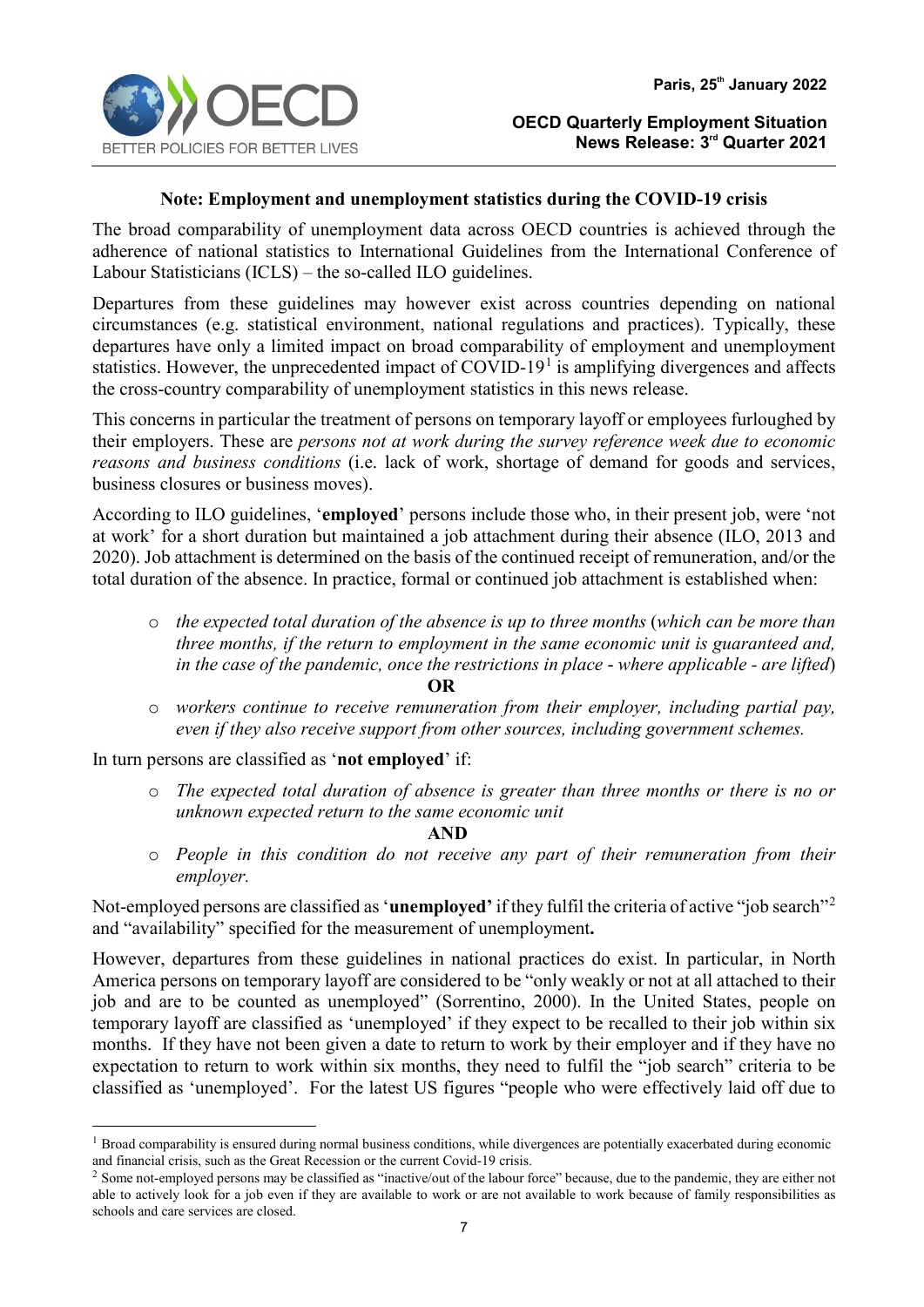**Note: Employment and unemployment statistics during the COVID-19 crisis**

The broad comparability of unemployment data across OECD countries is achieved through the adherence of national statistics to International Guidelines from the International Conference of Labour Statisticians (ICLS) – the so-called ILO guidelines.

Departures from these guidelines may however exist across countries depending on national circumstances (e.g. statistical environment, national regulations and practices). Typically, these departures have only a limited impact on broad comparability of employment and unemployment statistics. However, the unprecedented impact of COVID-19[1] is amplifying divergences and affects the cross-country comparability of unemployment statistics in this news release.

This concerns in particular the treatment of persons on temporary layoff or employees furloughed by their employers. These are *persons not at work during the survey reference week due to economic reasons and business conditions* (i.e. lack of work, shortage of demand for goods and services, business closures or business moves).

According to ILO guidelines, '**employed**' persons include those who, in their present job, were 'not at work' for a short duration but maintained a job attachment during their absence (ILO, 2013 and 2020). Job attachment is determined on the basis of the continued receipt of remuneration, and/or the total duration of the absence. In practice, formal or continued job attachment is established when:

- *the expected total duration of the absence is up to three months* (*which can be more than three months, if the return to employment in the same economic unit is guaranteed and, in the case of the pandemic, once the restrictions in place - where applicable - are lifted*)

  **OR**

- *workers continue to receive remuneration from their employer, including partial pay, even if they also receive support from other sources, including government schemes.*

In turn persons are classified as '**not employed**' if:

- *The expected total duration of absence is greater than three months or there is no or unknown expected return to the same economic unit*

  **AND**

- *People in this condition do not receive any part of their remuneration from their employer.*

Not-employed persons are classified as '**unemployed'** if they fulfil the criteria of active "job search"[2] and "availability" specified for the measurement of unemployment**.**

However, departures from these guidelines in national practices do exist. In particular, in North America persons on temporary layoff are considered to be "only weakly or not at all attached to their job and are to be counted as unemployed" (Sorrentino, 2000). In the United States, people on temporary layoff are classified as 'unemployed' if they expect to be recalled to their job within six months. If they have not been given a date to return to work by their employer and if they have no expectation to return to work within six months, they need to fulfil the "job search" criteria to be classified as 'unemployed'. For the latest US figures "people who were effectively laid off due to

---

[1] Broad comparability is ensured during normal business conditions, while divergences are potentially exacerbated during economic and financial crisis, such as the Great Recession or the current Covid-19 crisis.

[2] Some not-employed persons may be classified as "inactive/out of the labour force" because, due to the pandemic, they are either not able to actively look for a job even if they are available to work or are not available to work because of family responsibilities as schools and care services are closed.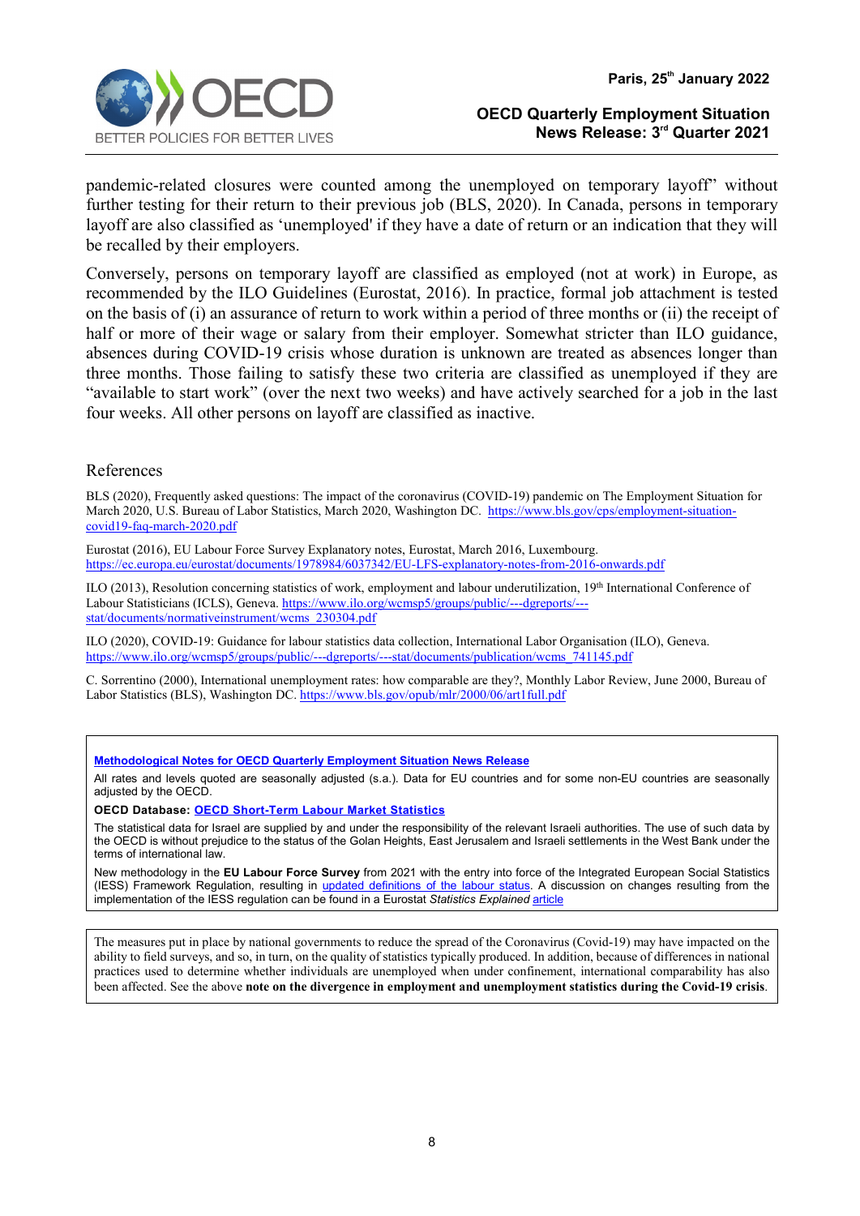pandemic-related closures were counted among the unemployed on temporary layoff" without further testing for their return to their previous job (BLS, 2020). In Canada, persons in temporary layoff are also classified as 'unemployed' if they have a date of return or an indication that they will be recalled by their employers.

Conversely, persons on temporary layoff are classified as employed (not at work) in Europe, as recommended by the ILO Guidelines (Eurostat, 2016). In practice, formal job attachment is tested on the basis of (i) an assurance of return to work within a period of three months or (ii) the receipt of half or more of their wage or salary from their employer. Somewhat stricter than ILO guidance, absences during COVID-19 crisis whose duration is unknown are treated as absences longer than three months. Those failing to satisfy these two criteria are classified as unemployed if they are "available to start work" (over the next two weeks) and have actively searched for a job in the last four weeks. All other persons on layoff are classified as inactive.

## References

BLS (2020), Frequently asked questions: The impact of the coronavirus (COVID-19) pandemic on The Employment Situation for March 2020, U.S. Bureau of Labor Statistics, March 2020, Washington DC. https://www.bls.gov/cps/employment-situation-covid19-faq-march-2020.pdf

Eurostat (2016), EU Labour Force Survey Explanatory notes, Eurostat, March 2016, Luxembourg. https://ec.europa.eu/eurostat/documents/1978984/6037342/EU-LFS-explanatory-notes-from-2016-onwards.pdf

ILO (2013), Resolution concerning statistics of work, employment and labour underutilization, 19th International Conference of Labour Statisticians (ICLS), Geneva. https://www.ilo.org/wcmsp5/groups/public/---dgreports/---stat/documents/normativeinstrument/wcms_230304.pdf

ILO (2020), COVID-19: Guidance for labour statistics data collection, International Labor Organisation (ILO), Geneva. https://www.ilo.org/wcmsp5/groups/public/---dgreports/---stat/documents/publication/wcms_741145.pdf

C. Sorrentino (2000), International unemployment rates: how comparable are they?, Monthly Labor Review, June 2000, Bureau of Labor Statistics (BLS), Washington DC. https://www.bls.gov/opub/mlr/2000/06/art1full.pdf

---

**Methodological Notes for OECD Quarterly Employment Situation News Release**

All rates and levels quoted are seasonally adjusted (s.a.). Data for EU countries and for some non-EU countries are seasonally adjusted by the OECD.

**OECD Database: OECD Short-Term Labour Market Statistics**

The statistical data for Israel are supplied by and under the responsibility of the relevant Israeli authorities. The use of such data by the OECD is without prejudice to the status of the Golan Heights, East Jerusalem and Israeli settlements in the West Bank under the terms of international law.

New methodology in the **EU Labour Force Survey** from 2021 with the entry into force of the Integrated European Social Statistics (IESS) Framework Regulation, resulting in updated definitions of the labour status. A discussion on changes resulting from the implementation of the IESS regulation can be found in a Eurostat *Statistics Explained* article

---

The measures put in place by national governments to reduce the spread of the Coronavirus (Covid-19) may have impacted on the ability to field surveys, and so, in turn, on the quality of statistics typically produced. In addition, because of differences in national practices used to determine whether individuals are unemployed when under confinement, international comparability has also been affected. See the above **note on the divergence in employment and unemployment statistics during the Covid-19 crisis**.